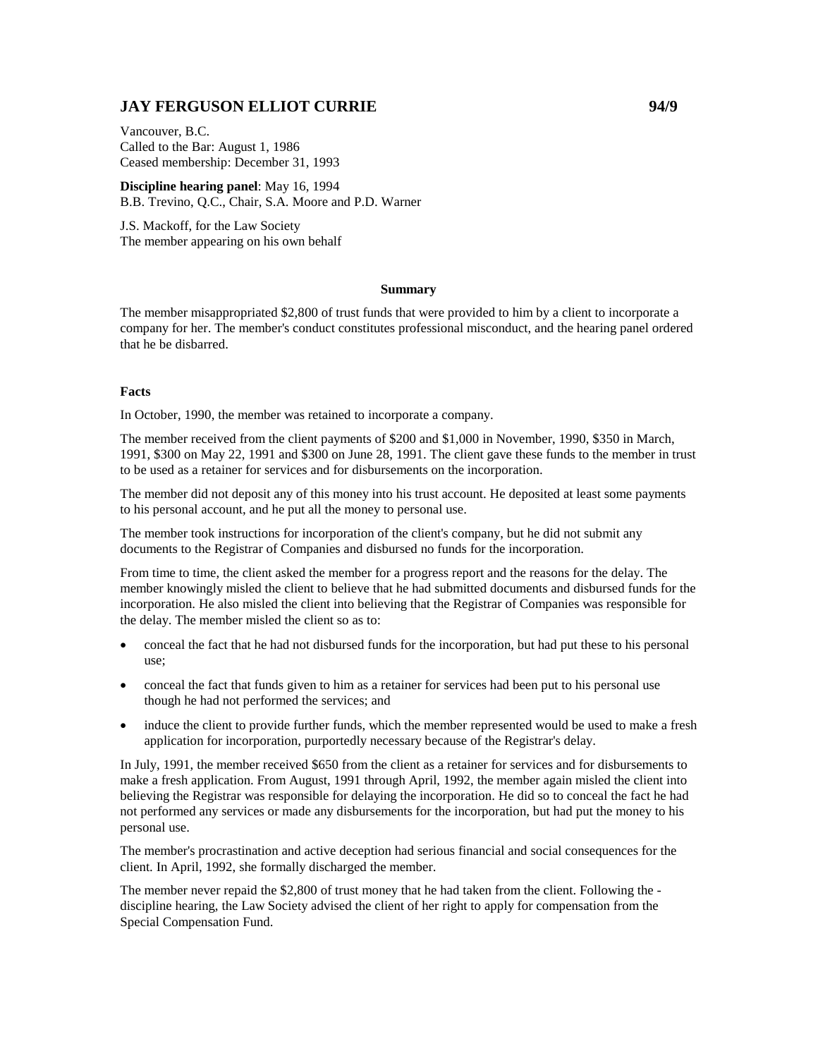# JAY FERGUSON ELLIOT CURRIE 94/9

Vancouver, B.C.
Called to the Bar: August 1, 1986
Ceased membership: December 31, 1993

**Discipline hearing panel**: May 16, 1994
B.B. Trevino, Q.C., Chair, S.A. Moore and P.D. Warner

J.S. Mackoff, for the Law Society
The member appearing on his own behalf

**Summary**

The member misappropriated $2,800 of trust funds that were provided to him by a client to incorporate a company for her. The member's conduct constitutes professional misconduct, and the hearing panel ordered that he be disbarred.

**Facts**

In October, 1990, the member was retained to incorporate a company.

The member received from the client payments of $200 and $1,000 in November, 1990, $350 in March, 1991, $300 on May 22, 1991 and $300 on June 28, 1991. The client gave these funds to the member in trust to be used as a retainer for services and for disbursements on the incorporation.

The member did not deposit any of this money into his trust account. He deposited at least some payments to his personal account, and he put all the money to personal use.

The member took instructions for incorporation of the client's company, but he did not submit any documents to the Registrar of Companies and disbursed no funds for the incorporation.

From time to time, the client asked the member for a progress report and the reasons for the delay. The member knowingly misled the client to believe that he had submitted documents and disbursed funds for the incorporation. He also misled the client into believing that the Registrar of Companies was responsible for the delay. The member misled the client so as to:

- conceal the fact that he had not disbursed funds for the incorporation, but had put these to his personal use;
- conceal the fact that funds given to him as a retainer for services had been put to his personal use though he had not performed the services; and
- induce the client to provide further funds, which the member represented would be used to make a fresh application for incorporation, purportedly necessary because of the Registrar's delay.

In July, 1991, the member received $650 from the client as a retainer for services and for disbursements to make a fresh application. From August, 1991 through April, 1992, the member again misled the client into believing the Registrar was responsible for delaying the incorporation. He did so to conceal the fact he had not performed any services or made any disbursements for the incorporation, but had put the money to his personal use.

The member's procrastination and active deception had serious financial and social consequences for the client. In April, 1992, she formally discharged the member.

The member never repaid the $2,800 of trust money that he had taken from the client. Following the -discipline hearing, the Law Society advised the client of her right to apply for compensation from the Special Compensation Fund.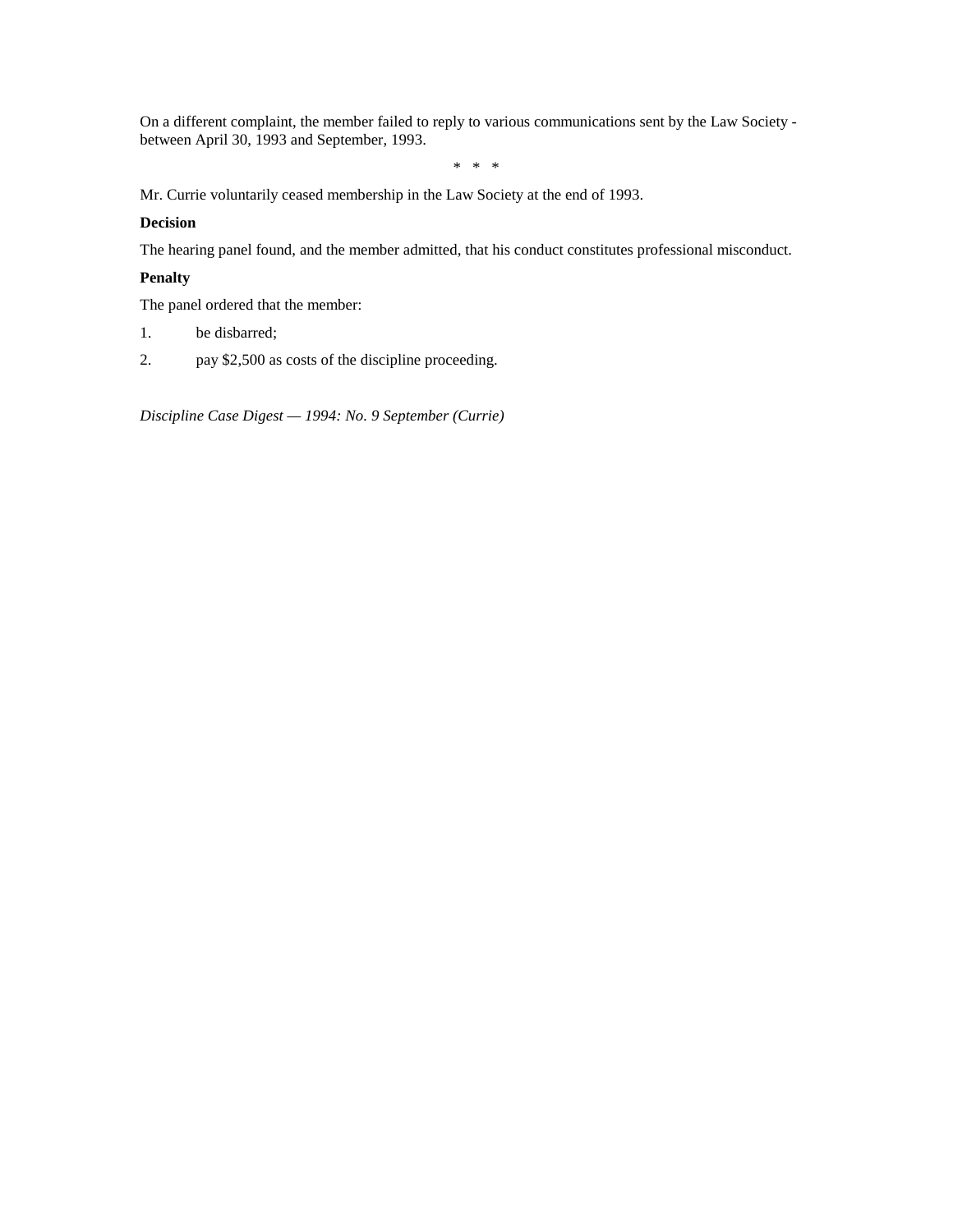On a different complaint, the member failed to reply to various communications sent by the Law Society - between April 30, 1993 and September, 1993.

\*   \*   \*

Mr. Currie voluntarily ceased membership in the Law Society at the end of 1993.

**Decision**

The hearing panel found, and the member admitted, that his conduct constitutes professional misconduct.

**Penalty**

The panel ordered that the member:

1. be disbarred;
2. pay $2,500 as costs of the discipline proceeding.

*Discipline Case Digest — 1994: No. 9 September (Currie)*